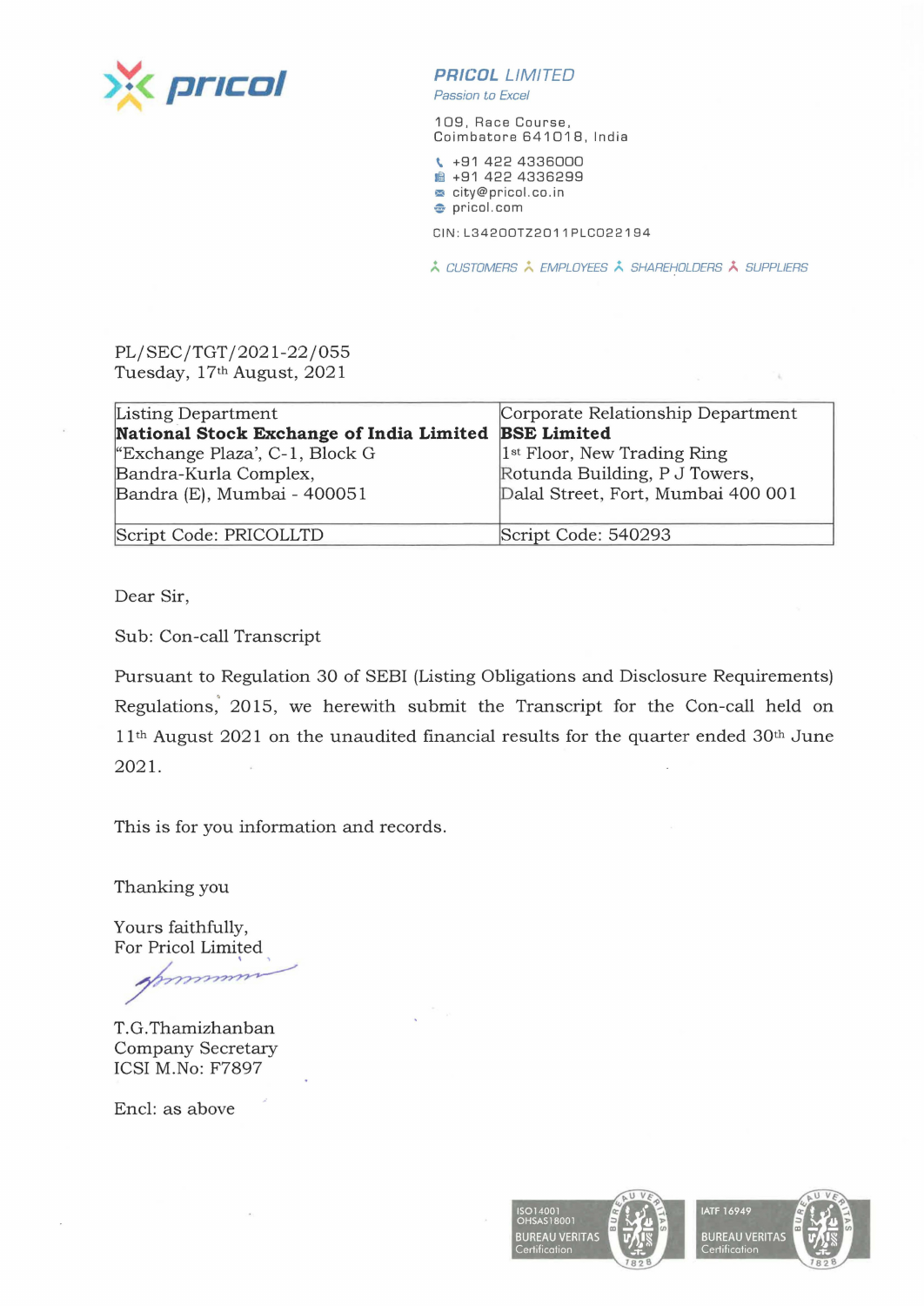**PRICOL LIMITED**
*Passion to Excel*

109, Race Course,
Coimbatore 641018, India

+91 422 4336000
+91 422 4336299
city@pricol.co.in
pricol.com

CIN: L34200TZ2011PLC022194

CUSTOMERS EMPLOYEES SHAREHOLDERS SUPPLIERS

PL/SEC/TGT/2021-22/055
Tuesday, 17th August, 2021

| Listing Department<br>**National Stock Exchange of India Limited**<br>"Exchange Plaza', C-1, Block G<br>Bandra-Kurla Complex,<br>Bandra (E), Mumbai - 400051 | Corporate Relationship Department<br>**BSE Limited**<br>1st Floor, New Trading Ring<br>Rotunda Building, P J Towers,<br>Dalal Street, Fort, Mumbai 400 001 |
|---|---|
| Script Code: PRICOLLTD | Script Code: 540293 |

Dear Sir,

Sub: Con-call Transcript

Pursuant to Regulation 30 of SEBI (Listing Obligations and Disclosure Requirements) Regulations, 2015, we herewith submit the Transcript for the Con-call held on 11th August 2021 on the unaudited financial results for the quarter ended 30th June 2021.

This is for you information and records.

Thanking you

Yours faithfully,
For Pricol Limited

T.G.Thamizhanban
Company Secretary
ICSI M.No: F7897

Encl: as above

ISO14001 OHSAS18001 BUREAU VERITAS Certification

IATF 16949 BUREAU VERITAS Certification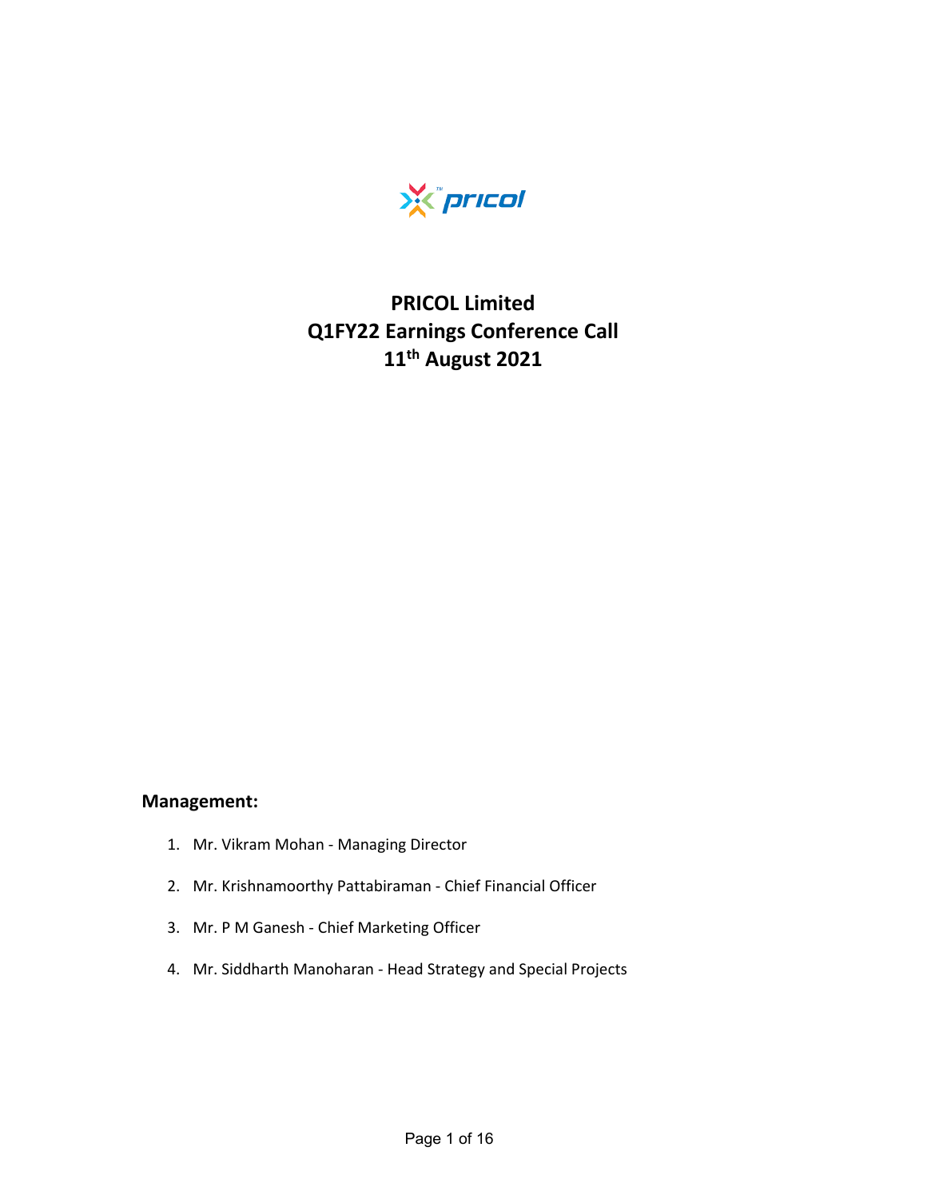# PRICOL Limited
# Q1FY22 Earnings Conference Call
# 11th August 2021

**Management:**

1. Mr. Vikram Mohan - Managing Director
2. Mr. Krishnamoorthy Pattabiraman - Chief Financial Officer
3. Mr. P M Ganesh - Chief Marketing Officer
4. Mr. Siddharth Manoharan - Head Strategy and Special Projects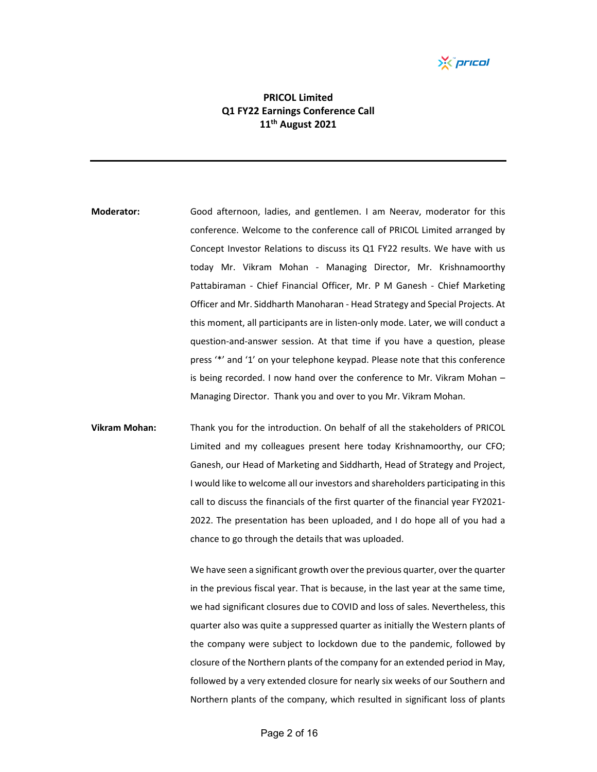**PRICOL Limited**
**Q1 FY22 Earnings Conference Call**
**11th August 2021**

---

**Moderator:** Good afternoon, ladies, and gentlemen. I am Neerav, moderator for this conference. Welcome to the conference call of PRICOL Limited arranged by Concept Investor Relations to discuss its Q1 FY22 results. We have with us today Mr. Vikram Mohan - Managing Director, Mr. Krishnamoorthy Pattabiraman - Chief Financial Officer, Mr. P M Ganesh - Chief Marketing Officer and Mr. Siddharth Manoharan - Head Strategy and Special Projects. At this moment, all participants are in listen-only mode. Later, we will conduct a question-and-answer session. At that time if you have a question, please press '*' and '1' on your telephone keypad. Please note that this conference is being recorded. I now hand over the conference to Mr. Vikram Mohan – Managing Director. Thank you and over to you Mr. Vikram Mohan.

**Vikram Mohan:** Thank you for the introduction. On behalf of all the stakeholders of PRICOL Limited and my colleagues present here today Krishnamoorthy, our CFO; Ganesh, our Head of Marketing and Siddharth, Head of Strategy and Project, I would like to welcome all our investors and shareholders participating in this call to discuss the financials of the first quarter of the financial year FY2021-2022. The presentation has been uploaded, and I do hope all of you had a chance to go through the details that was uploaded.

We have seen a significant growth over the previous quarter, over the quarter in the previous fiscal year. That is because, in the last year at the same time, we had significant closures due to COVID and loss of sales. Nevertheless, this quarter also was quite a suppressed quarter as initially the Western plants of the company were subject to lockdown due to the pandemic, followed by closure of the Northern plants of the company for an extended period in May, followed by a very extended closure for nearly six weeks of our Southern and Northern plants of the company, which resulted in significant loss of plants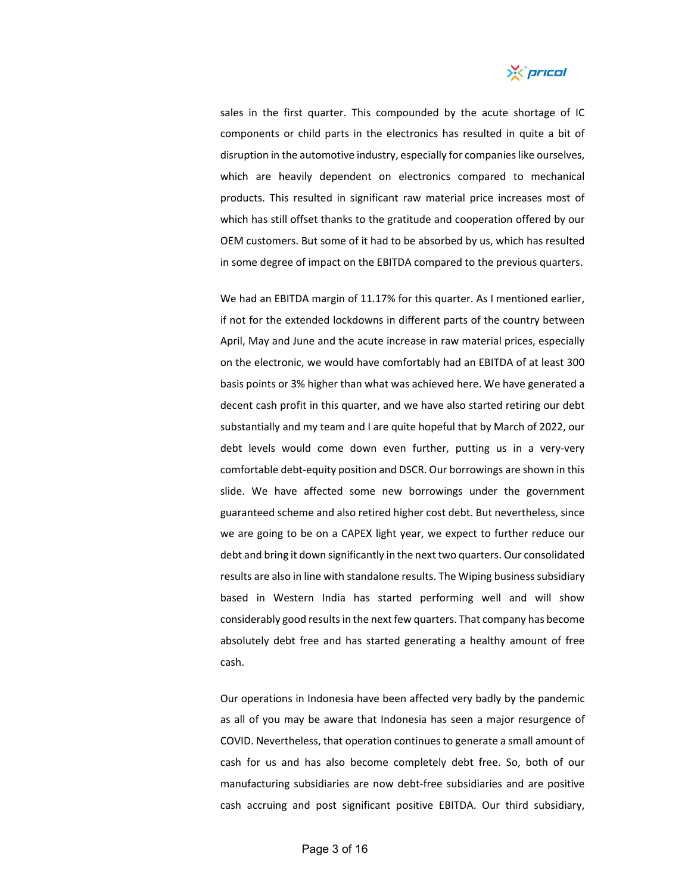sales in the first quarter. This compounded by the acute shortage of IC components or child parts in the electronics has resulted in quite a bit of disruption in the automotive industry, especially for companies like ourselves, which are heavily dependent on electronics compared to mechanical products. This resulted in significant raw material price increases most of which has still offset thanks to the gratitude and cooperation offered by our OEM customers. But some of it had to be absorbed by us, which has resulted in some degree of impact on the EBITDA compared to the previous quarters.

We had an EBITDA margin of 11.17% for this quarter. As I mentioned earlier, if not for the extended lockdowns in different parts of the country between April, May and June and the acute increase in raw material prices, especially on the electronic, we would have comfortably had an EBITDA of at least 300 basis points or 3% higher than what was achieved here. We have generated a decent cash profit in this quarter, and we have also started retiring our debt substantially and my team and I are quite hopeful that by March of 2022, our debt levels would come down even further, putting us in a very-very comfortable debt-equity position and DSCR. Our borrowings are shown in this slide. We have affected some new borrowings under the government guaranteed scheme and also retired higher cost debt. But nevertheless, since we are going to be on a CAPEX light year, we expect to further reduce our debt and bring it down significantly in the next two quarters. Our consolidated results are also in line with standalone results. The Wiping business subsidiary based in Western India has started performing well and will show considerably good results in the next few quarters. That company has become absolutely debt free and has started generating a healthy amount of free cash.

Our operations in Indonesia have been affected very badly by the pandemic as all of you may be aware that Indonesia has seen a major resurgence of COVID. Nevertheless, that operation continues to generate a small amount of cash for us and has also become completely debt free. So, both of our manufacturing subsidiaries are now debt-free subsidiaries and are positive cash accruing and post significant positive EBITDA. Our third subsidiary,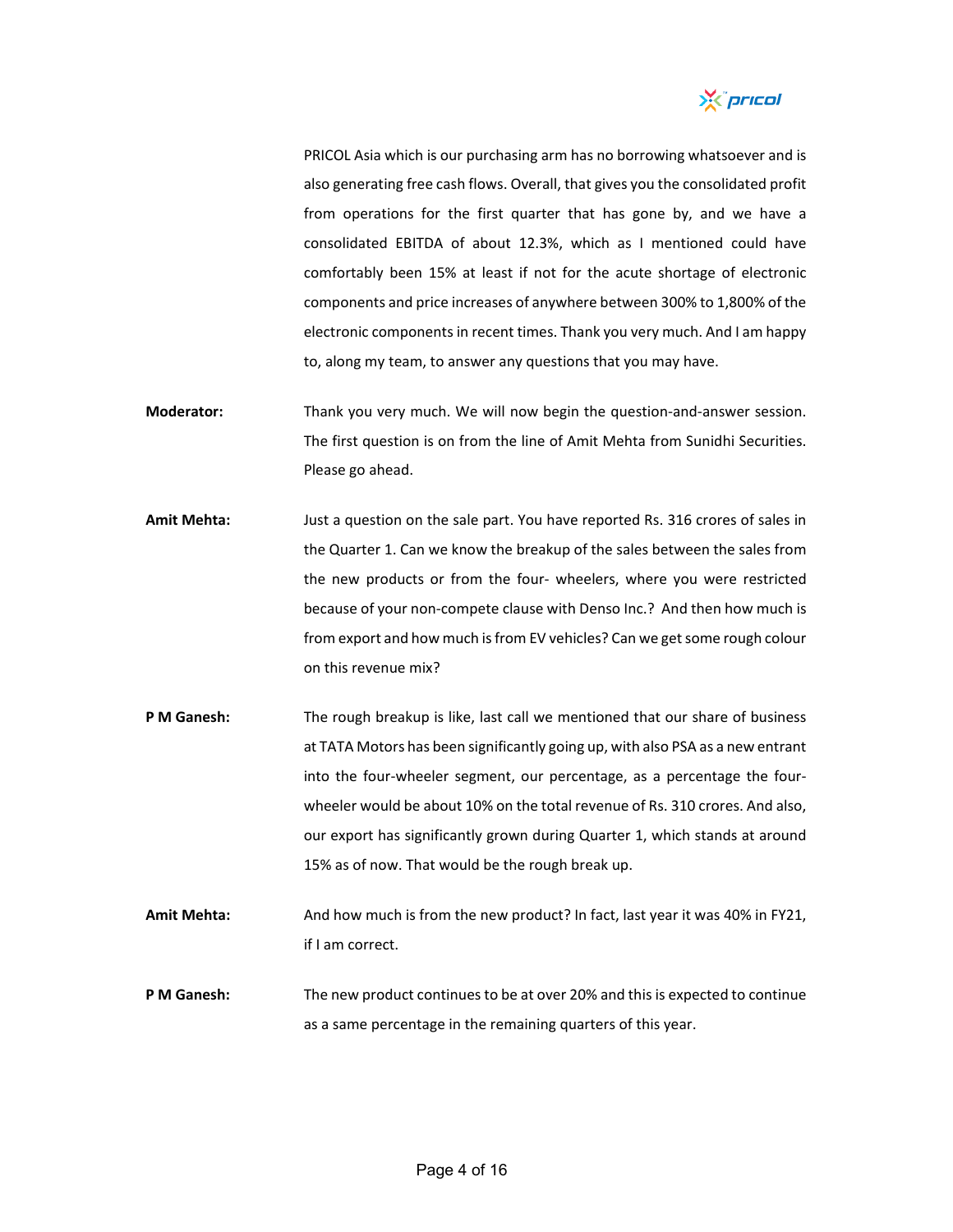PRICOL Asia which is our purchasing arm has no borrowing whatsoever and is also generating free cash flows. Overall, that gives you the consolidated profit from operations for the first quarter that has gone by, and we have a consolidated EBITDA of about 12.3%, which as I mentioned could have comfortably been 15% at least if not for the acute shortage of electronic components and price increases of anywhere between 300% to 1,800% of the electronic components in recent times. Thank you very much. And I am happy to, along my team, to answer any questions that you may have.

**Moderator:** Thank you very much. We will now begin the question-and-answer session. The first question is on from the line of Amit Mehta from Sunidhi Securities. Please go ahead.

**Amit Mehta:** Just a question on the sale part. You have reported Rs. 316 crores of sales in the Quarter 1. Can we know the breakup of the sales between the sales from the new products or from the four- wheelers, where you were restricted because of your non-compete clause with Denso Inc.? And then how much is from export and how much is from EV vehicles? Can we get some rough colour on this revenue mix?

**P M Ganesh:** The rough breakup is like, last call we mentioned that our share of business at TATA Motors has been significantly going up, with also PSA as a new entrant into the four-wheeler segment, our percentage, as a percentage the four-wheeler would be about 10% on the total revenue of Rs. 310 crores. And also, our export has significantly grown during Quarter 1, which stands at around 15% as of now. That would be the rough break up.

**Amit Mehta:** And how much is from the new product? In fact, last year it was 40% in FY21, if I am correct.

**P M Ganesh:** The new product continues to be at over 20% and this is expected to continue as a same percentage in the remaining quarters of this year.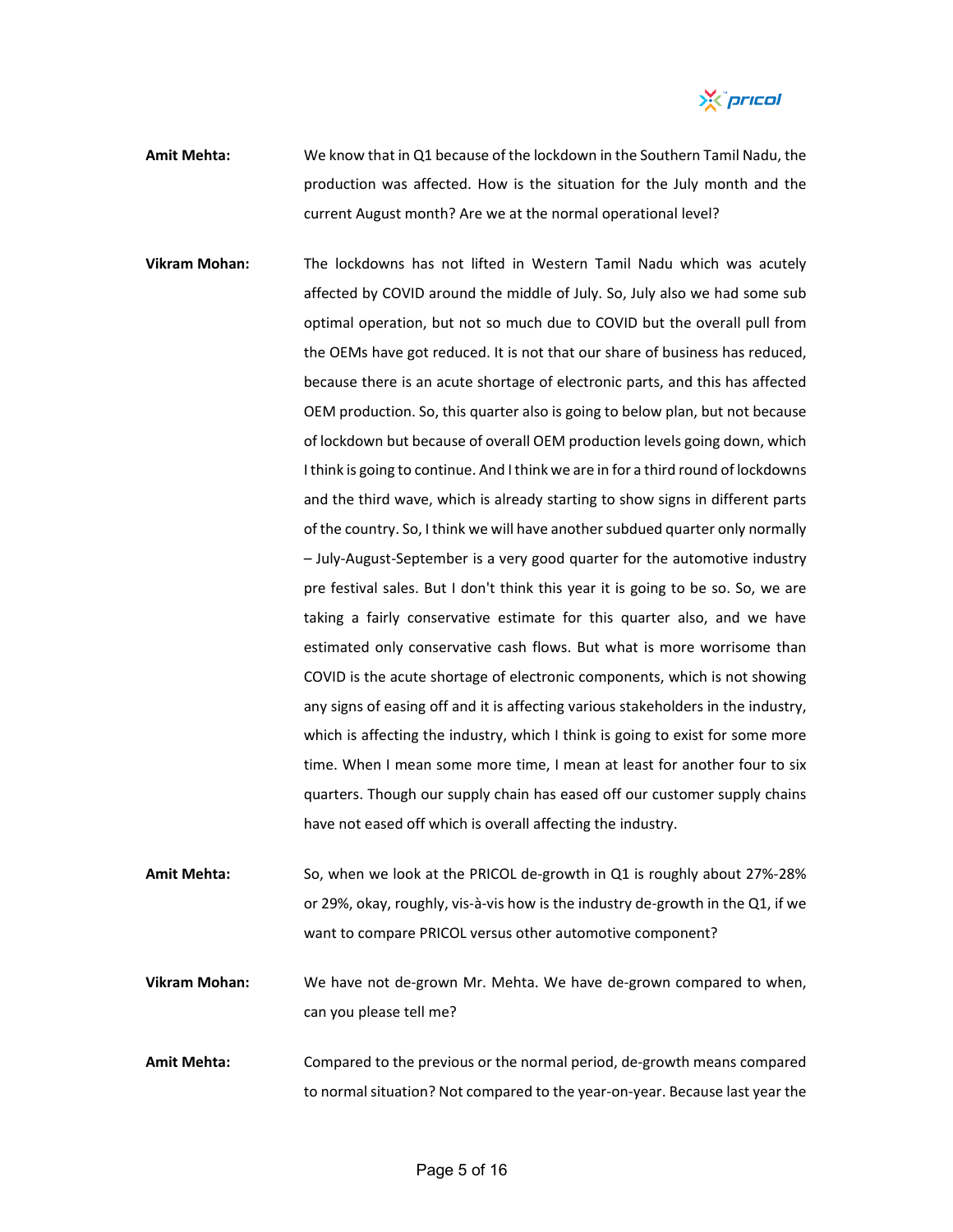**Amit Mehta:** We know that in Q1 because of the lockdown in the Southern Tamil Nadu, the production was affected. How is the situation for the July month and the current August month? Are we at the normal operational level?

**Vikram Mohan:** The lockdowns has not lifted in Western Tamil Nadu which was acutely affected by COVID around the middle of July. So, July also we had some sub optimal operation, but not so much due to COVID but the overall pull from the OEMs have got reduced. It is not that our share of business has reduced, because there is an acute shortage of electronic parts, and this has affected OEM production. So, this quarter also is going to below plan, but not because of lockdown but because of overall OEM production levels going down, which I think is going to continue. And I think we are in for a third round of lockdowns and the third wave, which is already starting to show signs in different parts of the country. So, I think we will have another subdued quarter only normally – July-August-September is a very good quarter for the automotive industry pre festival sales. But I don't think this year it is going to be so. So, we are taking a fairly conservative estimate for this quarter also, and we have estimated only conservative cash flows. But what is more worrisome than COVID is the acute shortage of electronic components, which is not showing any signs of easing off and it is affecting various stakeholders in the industry, which is affecting the industry, which I think is going to exist for some more time. When I mean some more time, I mean at least for another four to six quarters. Though our supply chain has eased off our customer supply chains have not eased off which is overall affecting the industry.

**Amit Mehta:** So, when we look at the PRICOL de-growth in Q1 is roughly about 27%-28% or 29%, okay, roughly, vis-à-vis how is the industry de-growth in the Q1, if we want to compare PRICOL versus other automotive component?

**Vikram Mohan:** We have not de-grown Mr. Mehta. We have de-grown compared to when, can you please tell me?

**Amit Mehta:** Compared to the previous or the normal period, de-growth means compared to normal situation? Not compared to the year-on-year. Because last year the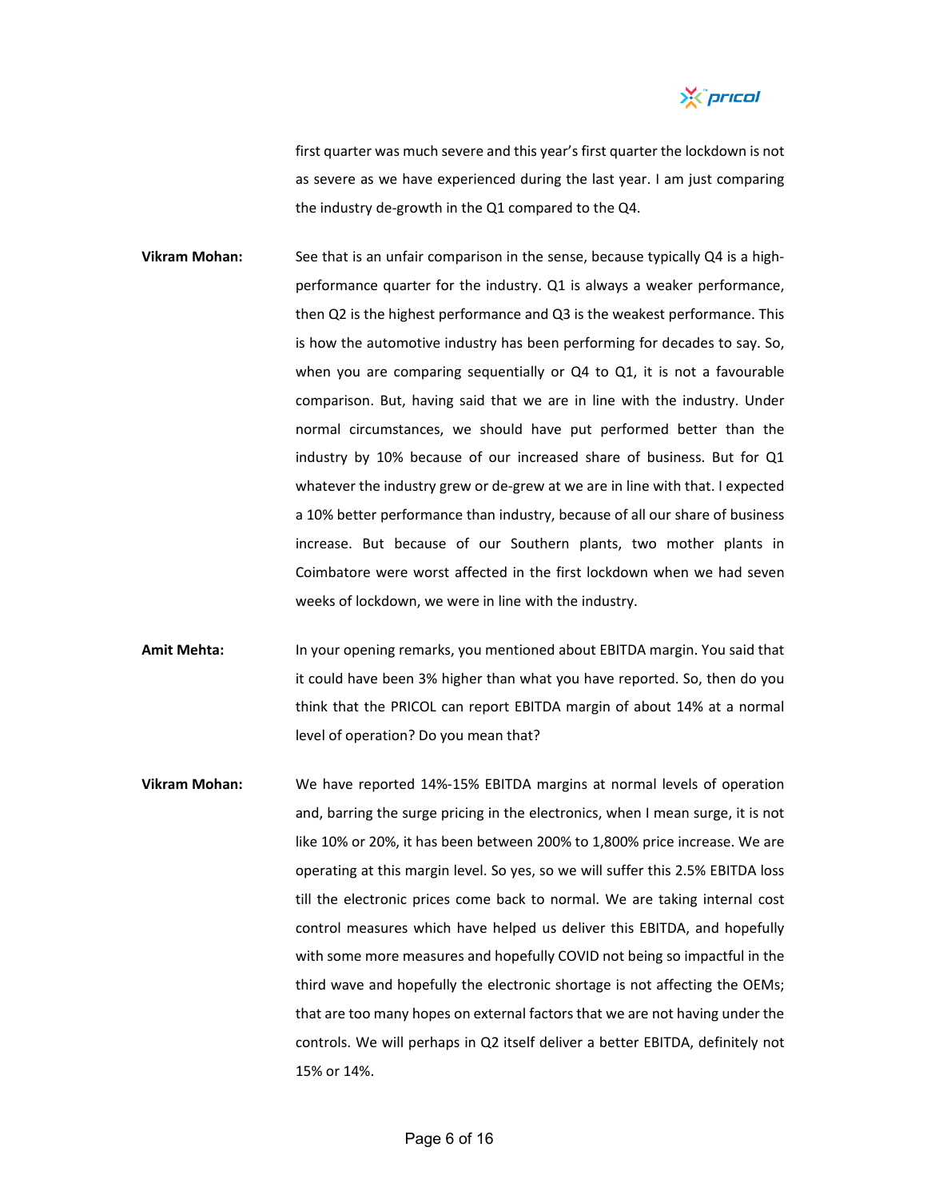first quarter was much severe and this year's first quarter the lockdown is not as severe as we have experienced during the last year. I am just comparing the industry de-growth in the Q1 compared to the Q4.

**Vikram Mohan:** See that is an unfair comparison in the sense, because typically Q4 is a high-performance quarter for the industry. Q1 is always a weaker performance, then Q2 is the highest performance and Q3 is the weakest performance. This is how the automotive industry has been performing for decades to say. So, when you are comparing sequentially or Q4 to Q1, it is not a favourable comparison. But, having said that we are in line with the industry. Under normal circumstances, we should have put performed better than the industry by 10% because of our increased share of business. But for Q1 whatever the industry grew or de-grew at we are in line with that. I expected a 10% better performance than industry, because of all our share of business increase. But because of our Southern plants, two mother plants in Coimbatore were worst affected in the first lockdown when we had seven weeks of lockdown, we were in line with the industry.

**Amit Mehta:** In your opening remarks, you mentioned about EBITDA margin. You said that it could have been 3% higher than what you have reported. So, then do you think that the PRICOL can report EBITDA margin of about 14% at a normal level of operation? Do you mean that?

**Vikram Mohan:** We have reported 14%-15% EBITDA margins at normal levels of operation and, barring the surge pricing in the electronics, when I mean surge, it is not like 10% or 20%, it has been between 200% to 1,800% price increase. We are operating at this margin level. So yes, so we will suffer this 2.5% EBITDA loss till the electronic prices come back to normal. We are taking internal cost control measures which have helped us deliver this EBITDA, and hopefully with some more measures and hopefully COVID not being so impactful in the third wave and hopefully the electronic shortage is not affecting the OEMs; that are too many hopes on external factors that we are not having under the controls. We will perhaps in Q2 itself deliver a better EBITDA, definitely not 15% or 14%.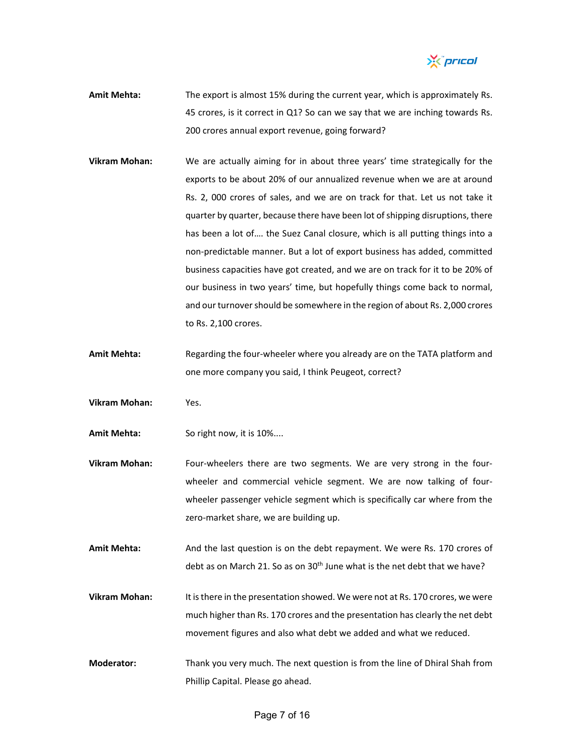**Amit Mehta:** The export is almost 15% during the current year, which is approximately Rs. 45 crores, is it correct in Q1? So can we say that we are inching towards Rs. 200 crores annual export revenue, going forward?

**Vikram Mohan:** We are actually aiming for in about three years' time strategically for the exports to be about 20% of our annualized revenue when we are at around Rs. 2, 000 crores of sales, and we are on track for that. Let us not take it quarter by quarter, because there have been lot of shipping disruptions, there has been a lot of…. the Suez Canal closure, which is all putting things into a non-predictable manner. But a lot of export business has added, committed business capacities have got created, and we are on track for it to be 20% of our business in two years' time, but hopefully things come back to normal, and our turnover should be somewhere in the region of about Rs. 2,000 crores to Rs. 2,100 crores.

**Amit Mehta:** Regarding the four-wheeler where you already are on the TATA platform and one more company you said, I think Peugeot, correct?

**Vikram Mohan:** Yes.

**Amit Mehta:** So right now, it is 10%....

**Vikram Mohan:** Four-wheelers there are two segments. We are very strong in the four-wheeler and commercial vehicle segment. We are now talking of four-wheeler passenger vehicle segment which is specifically car where from the zero-market share, we are building up.

**Amit Mehta:** And the last question is on the debt repayment. We were Rs. 170 crores of debt as on March 21. So as on 30th June what is the net debt that we have?

**Vikram Mohan:** It is there in the presentation showed. We were not at Rs. 170 crores, we were much higher than Rs. 170 crores and the presentation has clearly the net debt movement figures and also what debt we added and what we reduced.

**Moderator:** Thank you very much. The next question is from the line of Dhiral Shah from Phillip Capital. Please go ahead.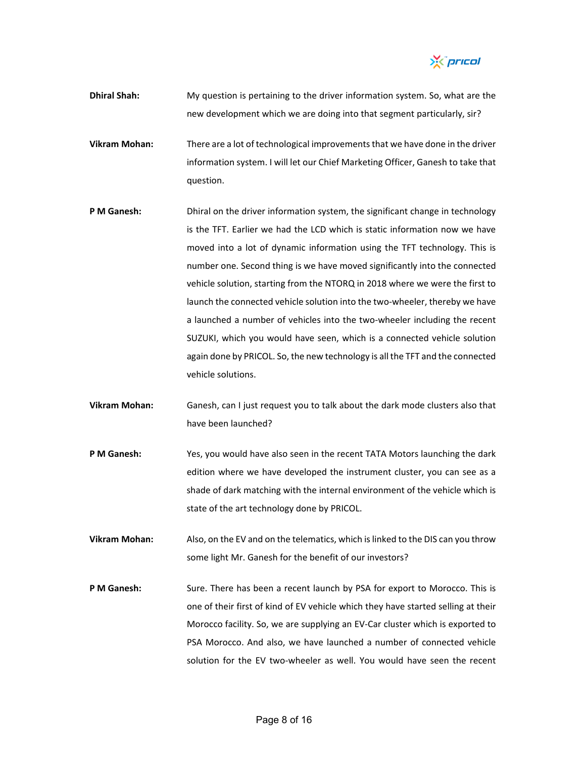**Dhiral Shah:** My question is pertaining to the driver information system. So, what are the new development which we are doing into that segment particularly, sir?

**Vikram Mohan:** There are a lot of technological improvements that we have done in the driver information system. I will let our Chief Marketing Officer, Ganesh to take that question.

**P M Ganesh:** Dhiral on the driver information system, the significant change in technology is the TFT. Earlier we had the LCD which is static information now we have moved into a lot of dynamic information using the TFT technology. This is number one. Second thing is we have moved significantly into the connected vehicle solution, starting from the NTORQ in 2018 where we were the first to launch the connected vehicle solution into the two-wheeler, thereby we have a launched a number of vehicles into the two-wheeler including the recent SUZUKI, which you would have seen, which is a connected vehicle solution again done by PRICOL. So, the new technology is all the TFT and the connected vehicle solutions.

**Vikram Mohan:** Ganesh, can I just request you to talk about the dark mode clusters also that have been launched?

**P M Ganesh:** Yes, you would have also seen in the recent TATA Motors launching the dark edition where we have developed the instrument cluster, you can see as a shade of dark matching with the internal environment of the vehicle which is state of the art technology done by PRICOL.

**Vikram Mohan:** Also, on the EV and on the telematics, which is linked to the DIS can you throw some light Mr. Ganesh for the benefit of our investors?

**P M Ganesh:** Sure. There has been a recent launch by PSA for export to Morocco. This is one of their first of kind of EV vehicle which they have started selling at their Morocco facility. So, we are supplying an EV-Car cluster which is exported to PSA Morocco. And also, we have launched a number of connected vehicle solution for the EV two-wheeler as well. You would have seen the recent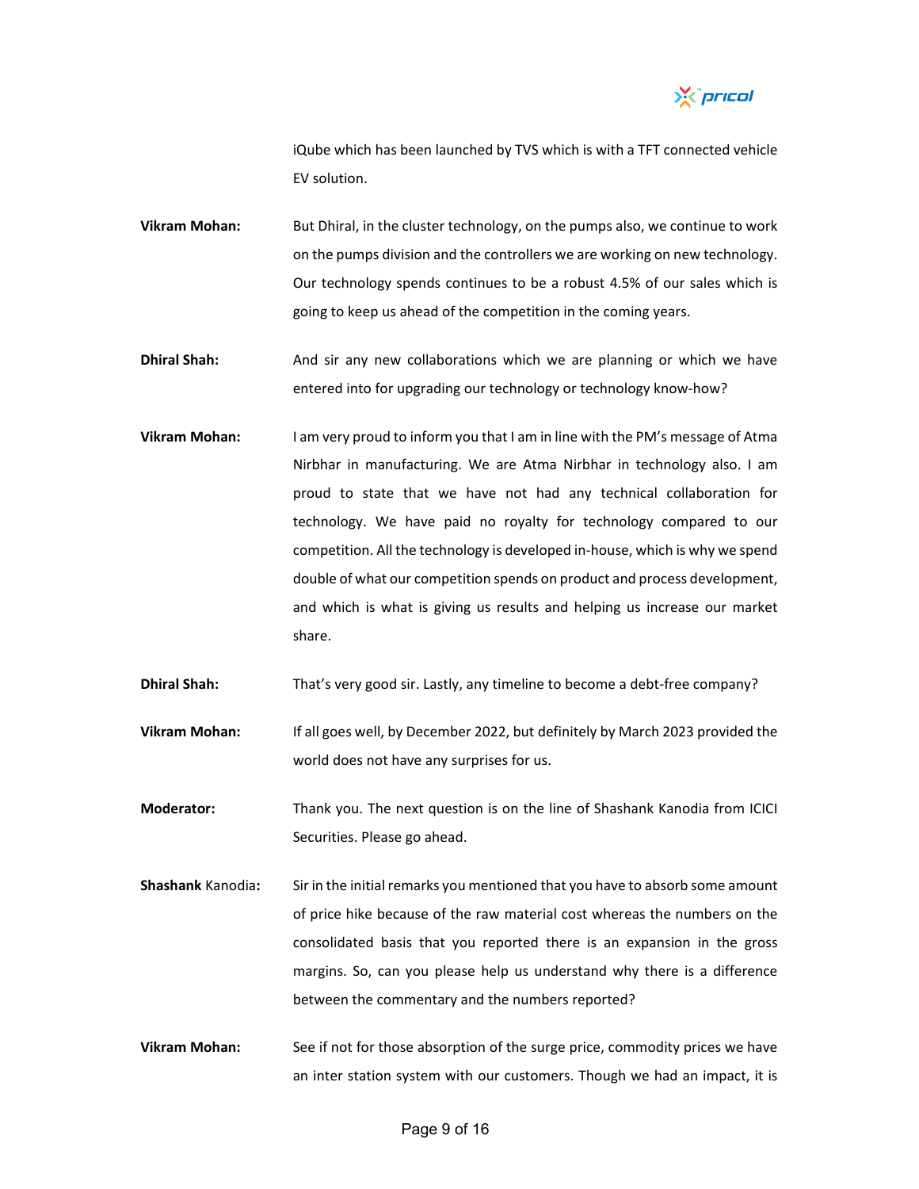iQube which has been launched by TVS which is with a TFT connected vehicle EV solution.

**Vikram Mohan:** But Dhiral, in the cluster technology, on the pumps also, we continue to work on the pumps division and the controllers we are working on new technology. Our technology spends continues to be a robust 4.5% of our sales which is going to keep us ahead of the competition in the coming years.

**Dhiral Shah:** And sir any new collaborations which we are planning or which we have entered into for upgrading our technology or technology know-how?

**Vikram Mohan:** I am very proud to inform you that I am in line with the PM's message of Atma Nirbhar in manufacturing. We are Atma Nirbhar in technology also. I am proud to state that we have not had any technical collaboration for technology. We have paid no royalty for technology compared to our competition. All the technology is developed in-house, which is why we spend double of what our competition spends on product and process development, and which is what is giving us results and helping us increase our market share.

**Dhiral Shah:** That's very good sir. Lastly, any timeline to become a debt-free company?

**Vikram Mohan:** If all goes well, by December 2022, but definitely by March 2023 provided the world does not have any surprises for us.

**Moderator:** Thank you. The next question is on the line of Shashank Kanodia from ICICI Securities. Please go ahead.

**Shashank Kanodia:** Sir in the initial remarks you mentioned that you have to absorb some amount of price hike because of the raw material cost whereas the numbers on the consolidated basis that you reported there is an expansion in the gross margins. So, can you please help us understand why there is a difference between the commentary and the numbers reported?

**Vikram Mohan:** See if not for those absorption of the surge price, commodity prices we have an inter station system with our customers. Though we had an impact, it is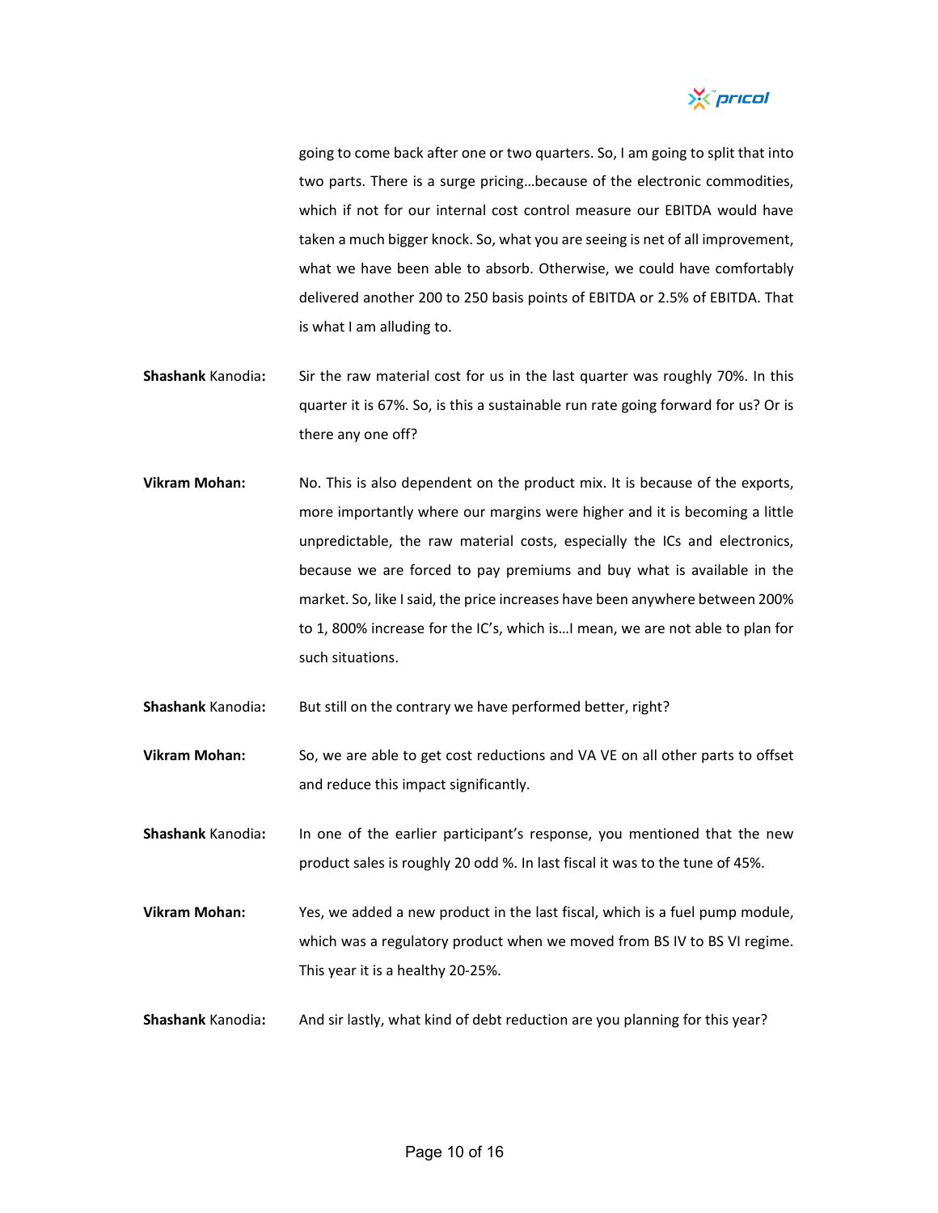going to come back after one or two quarters. So, I am going to split that into two parts. There is a surge pricing…because of the electronic commodities, which if not for our internal cost control measure our EBITDA would have taken a much bigger knock. So, what you are seeing is net of all improvement, what we have been able to absorb. Otherwise, we could have comfortably delivered another 200 to 250 basis points of EBITDA or 2.5% of EBITDA. That is what I am alluding to.

**Shashank** Kanodia**:** Sir the raw material cost for us in the last quarter was roughly 70%. In this quarter it is 67%. So, is this a sustainable run rate going forward for us? Or is there any one off?

**Vikram Mohan:** No. This is also dependent on the product mix. It is because of the exports, more importantly where our margins were higher and it is becoming a little unpredictable, the raw material costs, especially the ICs and electronics, because we are forced to pay premiums and buy what is available in the market. So, like I said, the price increases have been anywhere between 200% to 1, 800% increase for the IC's, which is…I mean, we are not able to plan for such situations.

**Shashank** Kanodia**:** But still on the contrary we have performed better, right?

**Vikram Mohan:** So, we are able to get cost reductions and VA VE on all other parts to offset and reduce this impact significantly.

**Shashank** Kanodia**:** In one of the earlier participant's response, you mentioned that the new product sales is roughly 20 odd %. In last fiscal it was to the tune of 45%.

**Vikram Mohan:** Yes, we added a new product in the last fiscal, which is a fuel pump module, which was a regulatory product when we moved from BS IV to BS VI regime. This year it is a healthy 20-25%.

**Shashank** Kanodia**:** And sir lastly, what kind of debt reduction are you planning for this year?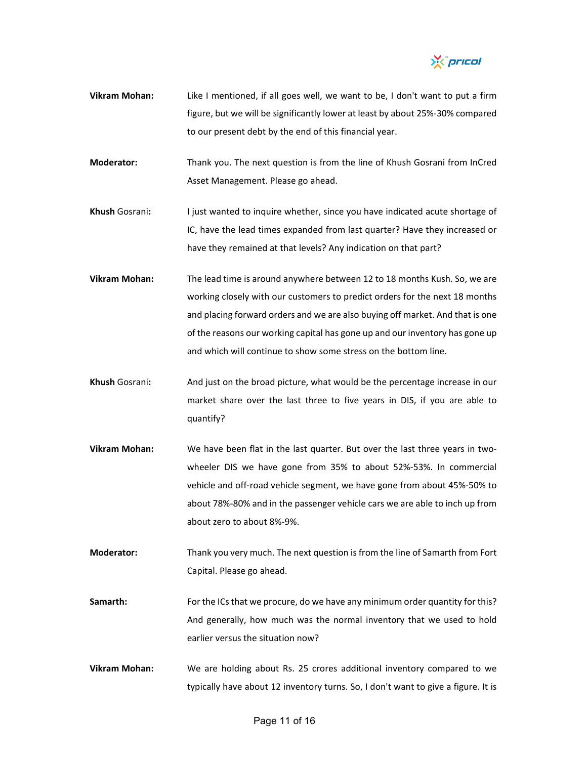**Vikram Mohan:** Like I mentioned, if all goes well, we want to be, I don't want to put a firm figure, but we will be significantly lower at least by about 25%-30% compared to our present debt by the end of this financial year.

**Moderator:** Thank you. The next question is from the line of Khush Gosrani from InCred Asset Management. Please go ahead.

**Khush** Gosrani**:** I just wanted to inquire whether, since you have indicated acute shortage of IC, have the lead times expanded from last quarter? Have they increased or have they remained at that levels? Any indication on that part?

**Vikram Mohan:** The lead time is around anywhere between 12 to 18 months Kush. So, we are working closely with our customers to predict orders for the next 18 months and placing forward orders and we are also buying off market. And that is one of the reasons our working capital has gone up and our inventory has gone up and which will continue to show some stress on the bottom line.

**Khush** Gosrani**:** And just on the broad picture, what would be the percentage increase in our market share over the last three to five years in DIS, if you are able to quantify?

**Vikram Mohan:** We have been flat in the last quarter. But over the last three years in two-wheeler DIS we have gone from 35% to about 52%-53%. In commercial vehicle and off-road vehicle segment, we have gone from about 45%-50% to about 78%-80% and in the passenger vehicle cars we are able to inch up from about zero to about 8%-9%.

**Moderator:** Thank you very much. The next question is from the line of Samarth from Fort Capital. Please go ahead.

**Samarth:** For the ICs that we procure, do we have any minimum order quantity for this? And generally, how much was the normal inventory that we used to hold earlier versus the situation now?

**Vikram Mohan:** We are holding about Rs. 25 crores additional inventory compared to we typically have about 12 inventory turns. So, I don't want to give a figure. It is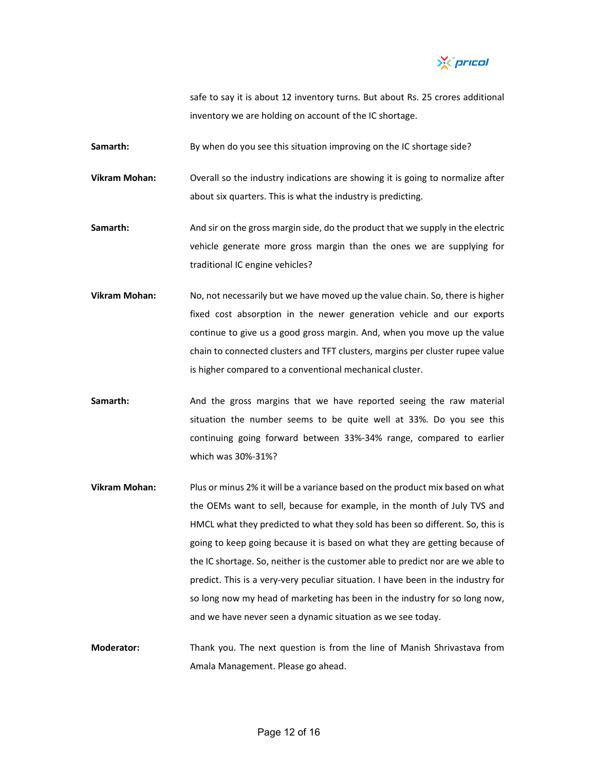safe to say it is about 12 inventory turns. But about Rs. 25 crores additional inventory we are holding on account of the IC shortage.

**Samarth:** By when do you see this situation improving on the IC shortage side?

**Vikram Mohan:** Overall so the industry indications are showing it is going to normalize after about six quarters. This is what the industry is predicting.

**Samarth:** And sir on the gross margin side, do the product that we supply in the electric vehicle generate more gross margin than the ones we are supplying for traditional IC engine vehicles?

**Vikram Mohan:** No, not necessarily but we have moved up the value chain. So, there is higher fixed cost absorption in the newer generation vehicle and our exports continue to give us a good gross margin. And, when you move up the value chain to connected clusters and TFT clusters, margins per cluster rupee value is higher compared to a conventional mechanical cluster.

**Samarth:** And the gross margins that we have reported seeing the raw material situation the number seems to be quite well at 33%. Do you see this continuing going forward between 33%-34% range, compared to earlier which was 30%-31%?

**Vikram Mohan:** Plus or minus 2% it will be a variance based on the product mix based on what the OEMs want to sell, because for example, in the month of July TVS and HMCL what they predicted to what they sold has been so different. So, this is going to keep going because it is based on what they are getting because of the IC shortage. So, neither is the customer able to predict nor are we able to predict. This is a very-very peculiar situation. I have been in the industry for so long now my head of marketing has been in the industry for so long now, and we have never seen a dynamic situation as we see today.

**Moderator:** Thank you. The next question is from the line of Manish Shrivastava from Amala Management. Please go ahead.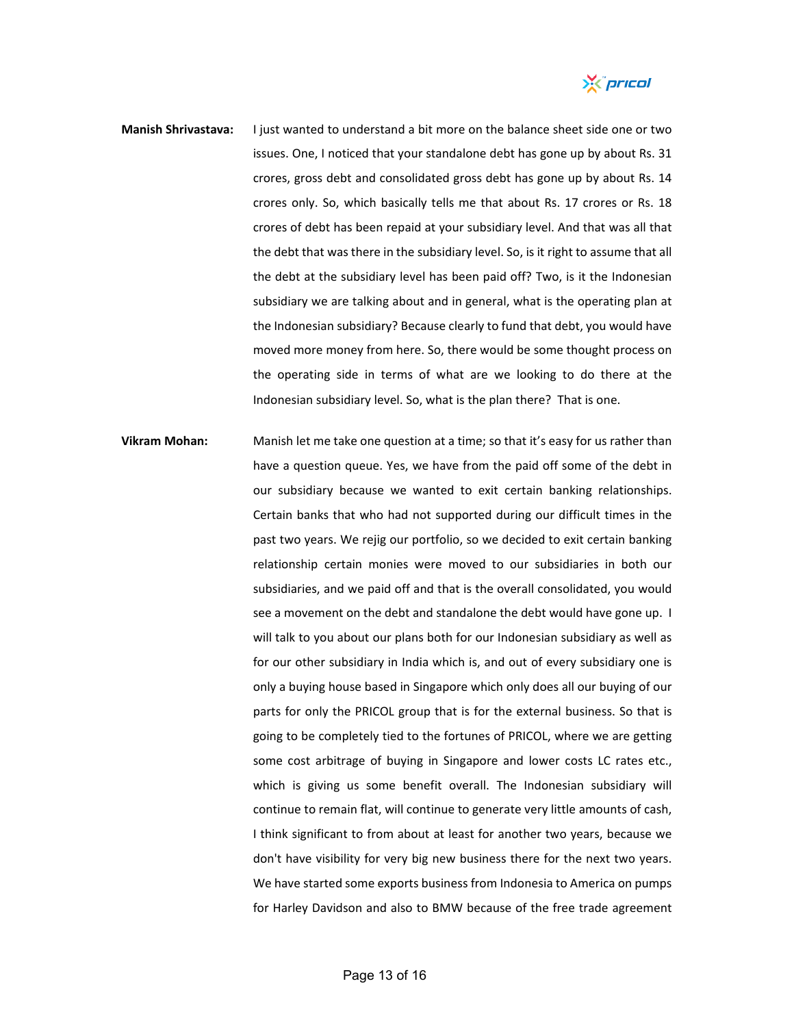**Manish Shrivastava:** I just wanted to understand a bit more on the balance sheet side one or two issues. One, I noticed that your standalone debt has gone up by about Rs. 31 crores, gross debt and consolidated gross debt has gone up by about Rs. 14 crores only. So, which basically tells me that about Rs. 17 crores or Rs. 18 crores of debt has been repaid at your subsidiary level. And that was all that the debt that was there in the subsidiary level. So, is it right to assume that all the debt at the subsidiary level has been paid off? Two, is it the Indonesian subsidiary we are talking about and in general, what is the operating plan at the Indonesian subsidiary? Because clearly to fund that debt, you would have moved more money from here. So, there would be some thought process on the operating side in terms of what are we looking to do there at the Indonesian subsidiary level. So, what is the plan there? That is one.

**Vikram Mohan:** Manish let me take one question at a time; so that it's easy for us rather than have a question queue. Yes, we have from the paid off some of the debt in our subsidiary because we wanted to exit certain banking relationships. Certain banks that who had not supported during our difficult times in the past two years. We rejig our portfolio, so we decided to exit certain banking relationship certain monies were moved to our subsidiaries in both our subsidiaries, and we paid off and that is the overall consolidated, you would see a movement on the debt and standalone the debt would have gone up. I will talk to you about our plans both for our Indonesian subsidiary as well as for our other subsidiary in India which is, and out of every subsidiary one is only a buying house based in Singapore which only does all our buying of our parts for only the PRICOL group that is for the external business. So that is going to be completely tied to the fortunes of PRICOL, where we are getting some cost arbitrage of buying in Singapore and lower costs LC rates etc., which is giving us some benefit overall. The Indonesian subsidiary will continue to remain flat, will continue to generate very little amounts of cash, I think significant to from about at least for another two years, because we don't have visibility for very big new business there for the next two years. We have started some exports business from Indonesia to America on pumps for Harley Davidson and also to BMW because of the free trade agreement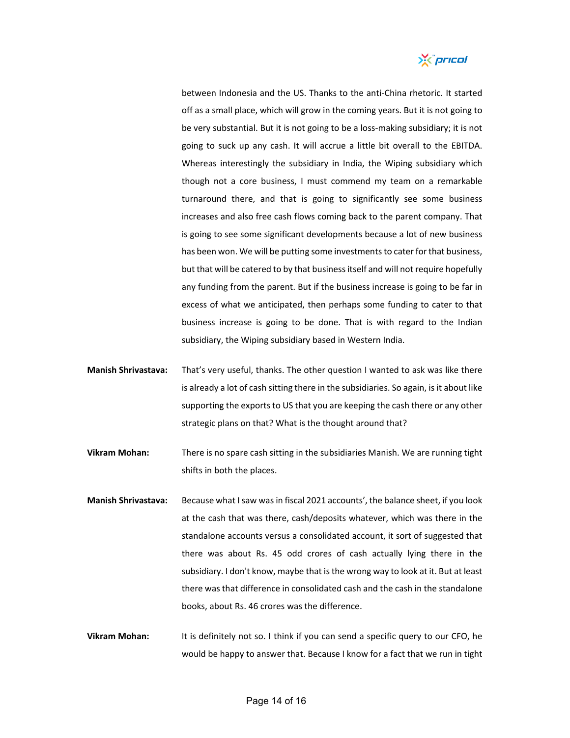between Indonesia and the US. Thanks to the anti-China rhetoric. It started off as a small place, which will grow in the coming years. But it is not going to be very substantial. But it is not going to be a loss-making subsidiary; it is not going to suck up any cash. It will accrue a little bit overall to the EBITDA. Whereas interestingly the subsidiary in India, the Wiping subsidiary which though not a core business, I must commend my team on a remarkable turnaround there, and that is going to significantly see some business increases and also free cash flows coming back to the parent company. That is going to see some significant developments because a lot of new business has been won. We will be putting some investments to cater for that business, but that will be catered to by that business itself and will not require hopefully any funding from the parent. But if the business increase is going to be far in excess of what we anticipated, then perhaps some funding to cater to that business increase is going to be done. That is with regard to the Indian subsidiary, the Wiping subsidiary based in Western India.

**Manish Shrivastava:** That's very useful, thanks. The other question I wanted to ask was like there is already a lot of cash sitting there in the subsidiaries. So again, is it about like supporting the exports to US that you are keeping the cash there or any other strategic plans on that? What is the thought around that?

**Vikram Mohan:** There is no spare cash sitting in the subsidiaries Manish. We are running tight shifts in both the places.

**Manish Shrivastava:** Because what I saw was in fiscal 2021 accounts', the balance sheet, if you look at the cash that was there, cash/deposits whatever, which was there in the standalone accounts versus a consolidated account, it sort of suggested that there was about Rs. 45 odd crores of cash actually lying there in the subsidiary. I don't know, maybe that is the wrong way to look at it. But at least there was that difference in consolidated cash and the cash in the standalone books, about Rs. 46 crores was the difference.

**Vikram Mohan:** It is definitely not so. I think if you can send a specific query to our CFO, he would be happy to answer that. Because I know for a fact that we run in tight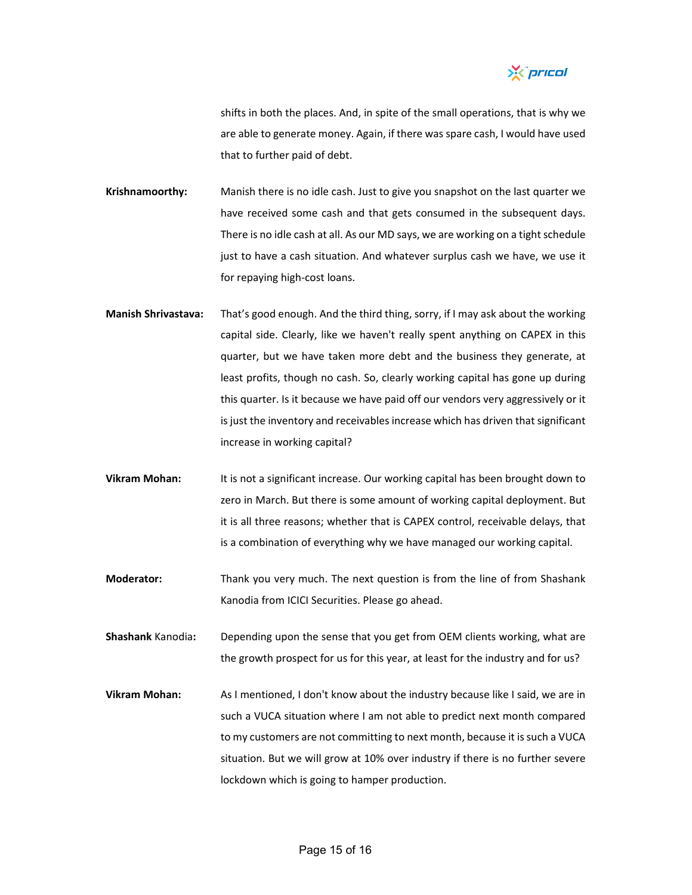shifts in both the places. And, in spite of the small operations, that is why we are able to generate money. Again, if there was spare cash, I would have used that to further paid of debt.

**Krishnamoorthy:** Manish there is no idle cash. Just to give you snapshot on the last quarter we have received some cash and that gets consumed in the subsequent days. There is no idle cash at all. As our MD says, we are working on a tight schedule just to have a cash situation. And whatever surplus cash we have, we use it for repaying high-cost loans.

**Manish Shrivastava:** That's good enough. And the third thing, sorry, if I may ask about the working capital side. Clearly, like we haven't really spent anything on CAPEX in this quarter, but we have taken more debt and the business they generate, at least profits, though no cash. So, clearly working capital has gone up during this quarter. Is it because we have paid off our vendors very aggressively or it is just the inventory and receivables increase which has driven that significant increase in working capital?

**Vikram Mohan:** It is not a significant increase. Our working capital has been brought down to zero in March. But there is some amount of working capital deployment. But it is all three reasons; whether that is CAPEX control, receivable delays, that is a combination of everything why we have managed our working capital.

**Moderator:** Thank you very much. The next question is from the line of from Shashank Kanodia from ICICI Securities. Please go ahead.

**Shashank Kanodia:** Depending upon the sense that you get from OEM clients working, what are the growth prospect for us for this year, at least for the industry and for us?

**Vikram Mohan:** As I mentioned, I don't know about the industry because like I said, we are in such a VUCA situation where I am not able to predict next month compared to my customers are not committing to next month, because it is such a VUCA situation. But we will grow at 10% over industry if there is no further severe lockdown which is going to hamper production.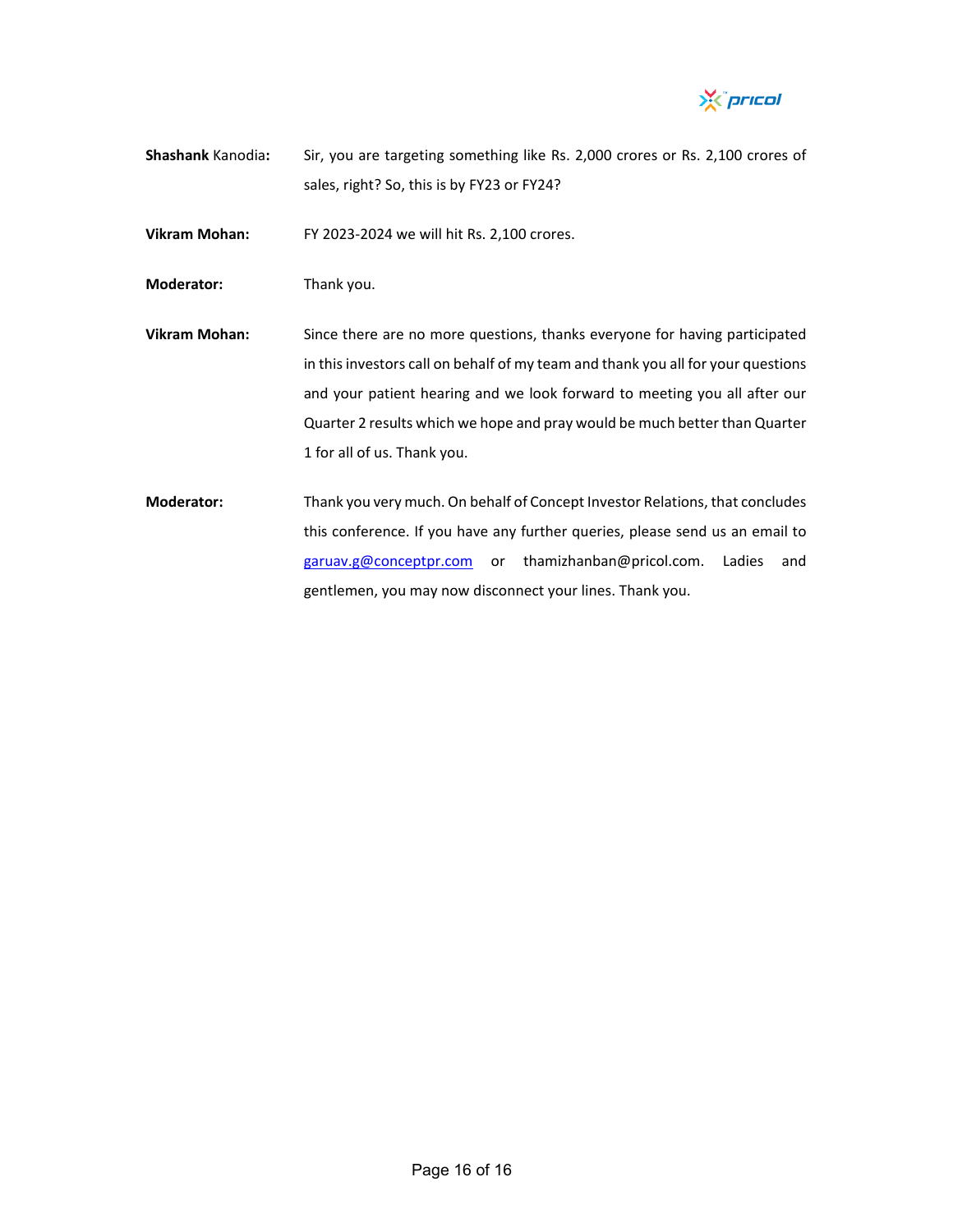**Shashank Kanodia:** Sir, you are targeting something like Rs. 2,000 crores or Rs. 2,100 crores of sales, right? So, this is by FY23 or FY24?

**Vikram Mohan:** FY 2023-2024 we will hit Rs. 2,100 crores.

**Moderator:** Thank you.

**Vikram Mohan:** Since there are no more questions, thanks everyone for having participated in this investors call on behalf of my team and thank you all for your questions and your patient hearing and we look forward to meeting you all after our Quarter 2 results which we hope and pray would be much better than Quarter 1 for all of us. Thank you.

**Moderator:** Thank you very much. On behalf of Concept Investor Relations, that concludes this conference. If you have any further queries, please send us an email to garuav.g@conceptpr.com or thamizhanban@pricol.com. Ladies and gentlemen, you may now disconnect your lines. Thank you.